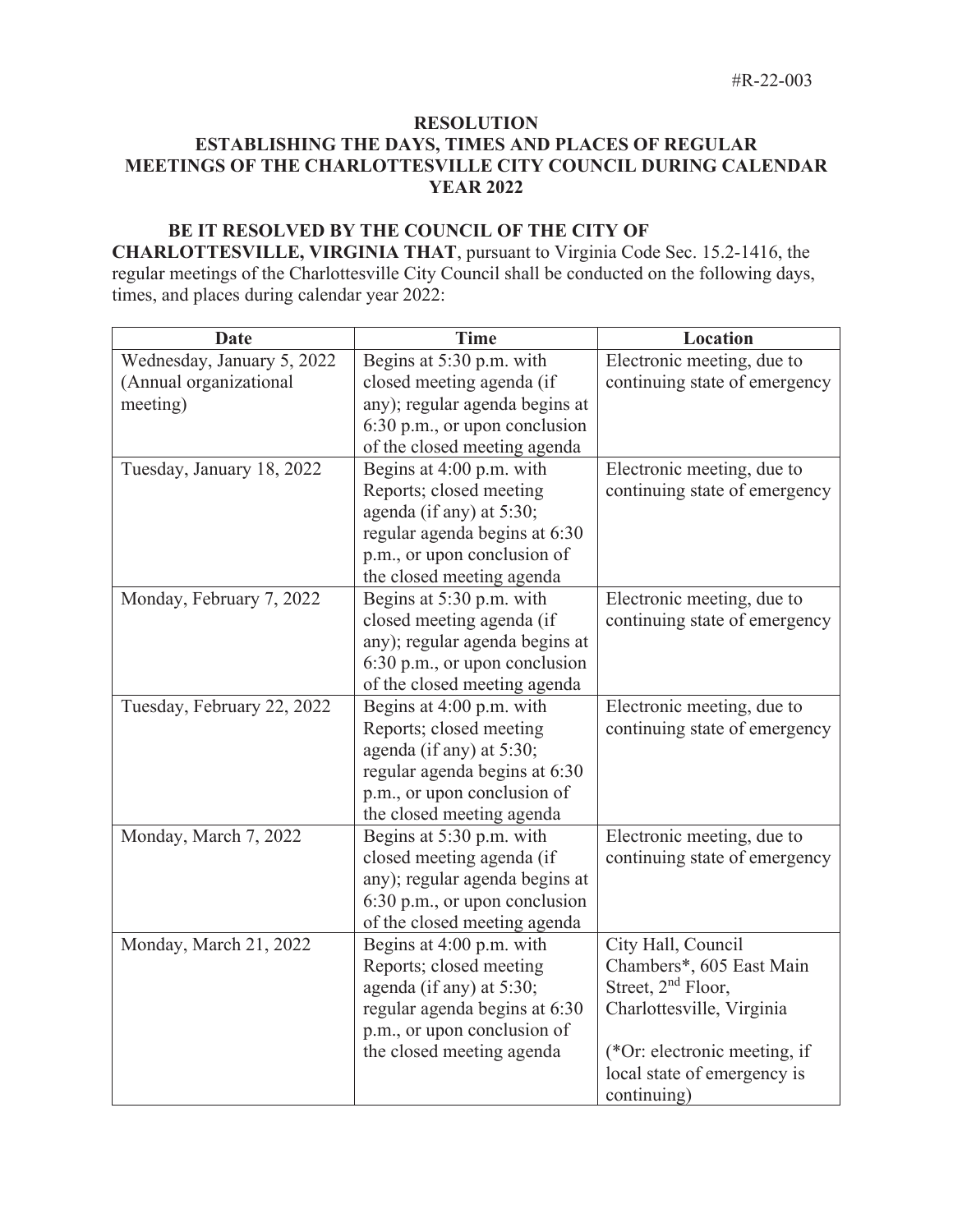#R-22-003

# RESOLUTION
## ESTABLISHING THE DAYS, TIMES AND PLACES OF REGULAR MEETINGS OF THE CHARLOTTESVILLE CITY COUNCIL DURING CALENDAR YEAR 2022

**BE IT RESOLVED BY THE COUNCIL OF THE CITY OF CHARLOTTESVILLE, VIRGINIA THAT**, pursuant to Virginia Code Sec. 15.2-1416, the regular meetings of the Charlottesville City Council shall be conducted on the following days, times, and places during calendar year 2022:

| Date | Time | Location |
|---|---|---|
| Wednesday, January 5, 2022 (Annual organizational meeting) | Begins at 5:30 p.m. with closed meeting agenda (if any); regular agenda begins at 6:30 p.m., or upon conclusion of the closed meeting agenda | Electronic meeting, due to continuing state of emergency |
| Tuesday, January 18, 2022 | Begins at 4:00 p.m. with Reports; closed meeting agenda (if any) at 5:30; regular agenda begins at 6:30 p.m., or upon conclusion of the closed meeting agenda | Electronic meeting, due to continuing state of emergency |
| Monday, February 7, 2022 | Begins at 5:30 p.m. with closed meeting agenda (if any); regular agenda begins at 6:30 p.m., or upon conclusion of the closed meeting agenda | Electronic meeting, due to continuing state of emergency |
| Tuesday, February 22, 2022 | Begins at 4:00 p.m. with Reports; closed meeting agenda (if any) at 5:30; regular agenda begins at 6:30 p.m., or upon conclusion of the closed meeting agenda | Electronic meeting, due to continuing state of emergency |
| Monday, March 7, 2022 | Begins at 5:30 p.m. with closed meeting agenda (if any); regular agenda begins at 6:30 p.m., or upon conclusion of the closed meeting agenda | Electronic meeting, due to continuing state of emergency |
| Monday, March 21, 2022 | Begins at 4:00 p.m. with Reports; closed meeting agenda (if any) at 5:30; regular agenda begins at 6:30 p.m., or upon conclusion of the closed meeting agenda | City Hall, Council Chambers*, 605 East Main Street, 2nd Floor, Charlottesville, Virginia (*Or: electronic meeting, if local state of emergency is continuing) |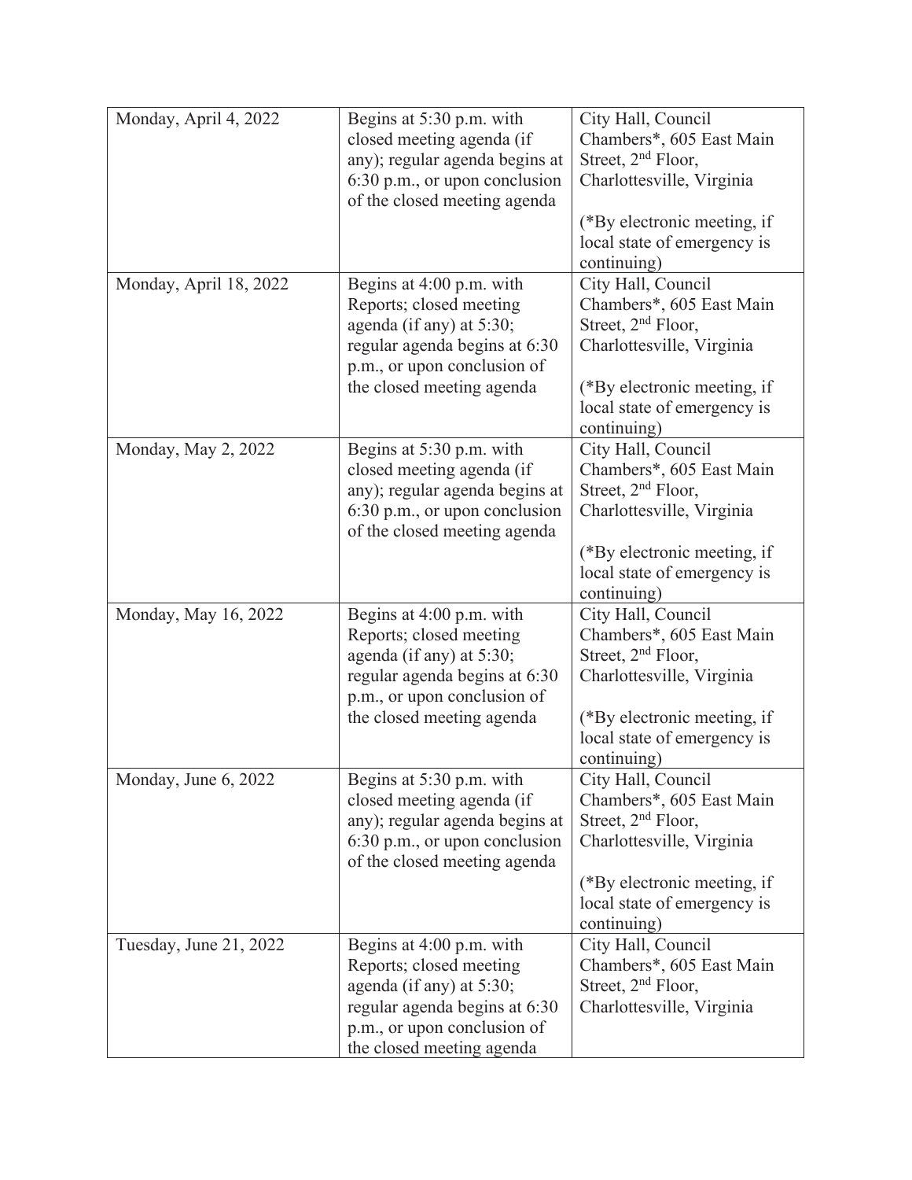| Monday, April 4, 2022 | Begins at 5:30 p.m. with closed meeting agenda (if any); regular agenda begins at 6:30 p.m., or upon conclusion of the closed meeting agenda | City Hall, Council Chambers*, 605 East Main Street, 2nd Floor, Charlottesville, Virginia<br><br>(*By electronic meeting, if local state of emergency is continuing) |
|---|---|---|
| Monday, April 18, 2022 | Begins at 4:00 p.m. with Reports; closed meeting agenda (if any) at 5:30; regular agenda begins at 6:30 p.m., or upon conclusion of the closed meeting agenda | City Hall, Council Chambers*, 605 East Main Street, 2nd Floor, Charlottesville, Virginia<br><br>(*By electronic meeting, if local state of emergency is continuing) |
| Monday, May 2, 2022 | Begins at 5:30 p.m. with closed meeting agenda (if any); regular agenda begins at 6:30 p.m., or upon conclusion of the closed meeting agenda | City Hall, Council Chambers*, 605 East Main Street, 2nd Floor, Charlottesville, Virginia<br><br>(*By electronic meeting, if local state of emergency is continuing) |
| Monday, May 16, 2022 | Begins at 4:00 p.m. with Reports; closed meeting agenda (if any) at 5:30; regular agenda begins at 6:30 p.m., or upon conclusion of the closed meeting agenda | City Hall, Council Chambers*, 605 East Main Street, 2nd Floor, Charlottesville, Virginia<br><br>(*By electronic meeting, if local state of emergency is continuing) |
| Monday, June 6, 2022 | Begins at 5:30 p.m. with closed meeting agenda (if any); regular agenda begins at 6:30 p.m., or upon conclusion of the closed meeting agenda | City Hall, Council Chambers*, 605 East Main Street, 2nd Floor, Charlottesville, Virginia<br><br>(*By electronic meeting, if local state of emergency is continuing) |
| Tuesday, June 21, 2022 | Begins at 4:00 p.m. with Reports; closed meeting agenda (if any) at 5:30; regular agenda begins at 6:30 p.m., or upon conclusion of the closed meeting agenda | City Hall, Council Chambers*, 605 East Main Street, 2nd Floor, Charlottesville, Virginia |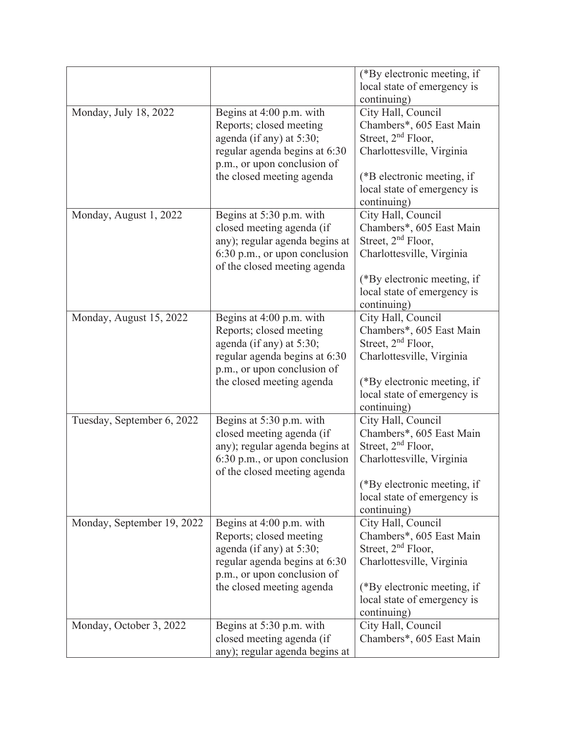| | | |
|---|---|---|
| | | (*By electronic meeting, if local state of emergency is continuing) |
| Monday, July 18, 2022 | Begins at 4:00 p.m. with Reports; closed meeting agenda (if any) at 5:30; regular agenda begins at 6:30 p.m., or upon conclusion of the closed meeting agenda | City Hall, Council Chambers*, 605 East Main Street, 2nd Floor, Charlottesville, Virginia<br><br>(*B electronic meeting, if local state of emergency is continuing) |
| Monday, August 1, 2022 | Begins at 5:30 p.m. with closed meeting agenda (if any); regular agenda begins at 6:30 p.m., or upon conclusion of the closed meeting agenda | City Hall, Council Chambers*, 605 East Main Street, 2nd Floor, Charlottesville, Virginia<br><br>(*By electronic meeting, if local state of emergency is continuing) |
| Monday, August 15, 2022 | Begins at 4:00 p.m. with Reports; closed meeting agenda (if any) at 5:30; regular agenda begins at 6:30 p.m., or upon conclusion of the closed meeting agenda | City Hall, Council Chambers*, 605 East Main Street, 2nd Floor, Charlottesville, Virginia<br><br>(*By electronic meeting, if local state of emergency is continuing) |
| Tuesday, September 6, 2022 | Begins at 5:30 p.m. with closed meeting agenda (if any); regular agenda begins at 6:30 p.m., or upon conclusion of the closed meeting agenda | City Hall, Council Chambers*, 605 East Main Street, 2nd Floor, Charlottesville, Virginia<br><br>(*By electronic meeting, if local state of emergency is continuing) |
| Monday, September 19, 2022 | Begins at 4:00 p.m. with Reports; closed meeting agenda (if any) at 5:30; regular agenda begins at 6:30 p.m., or upon conclusion of the closed meeting agenda | City Hall, Council Chambers*, 605 East Main Street, 2nd Floor, Charlottesville, Virginia<br><br>(*By electronic meeting, if local state of emergency is continuing) |
| Monday, October 3, 2022 | Begins at 5:30 p.m. with closed meeting agenda (if any); regular agenda begins at | City Hall, Council Chambers*, 605 East Main |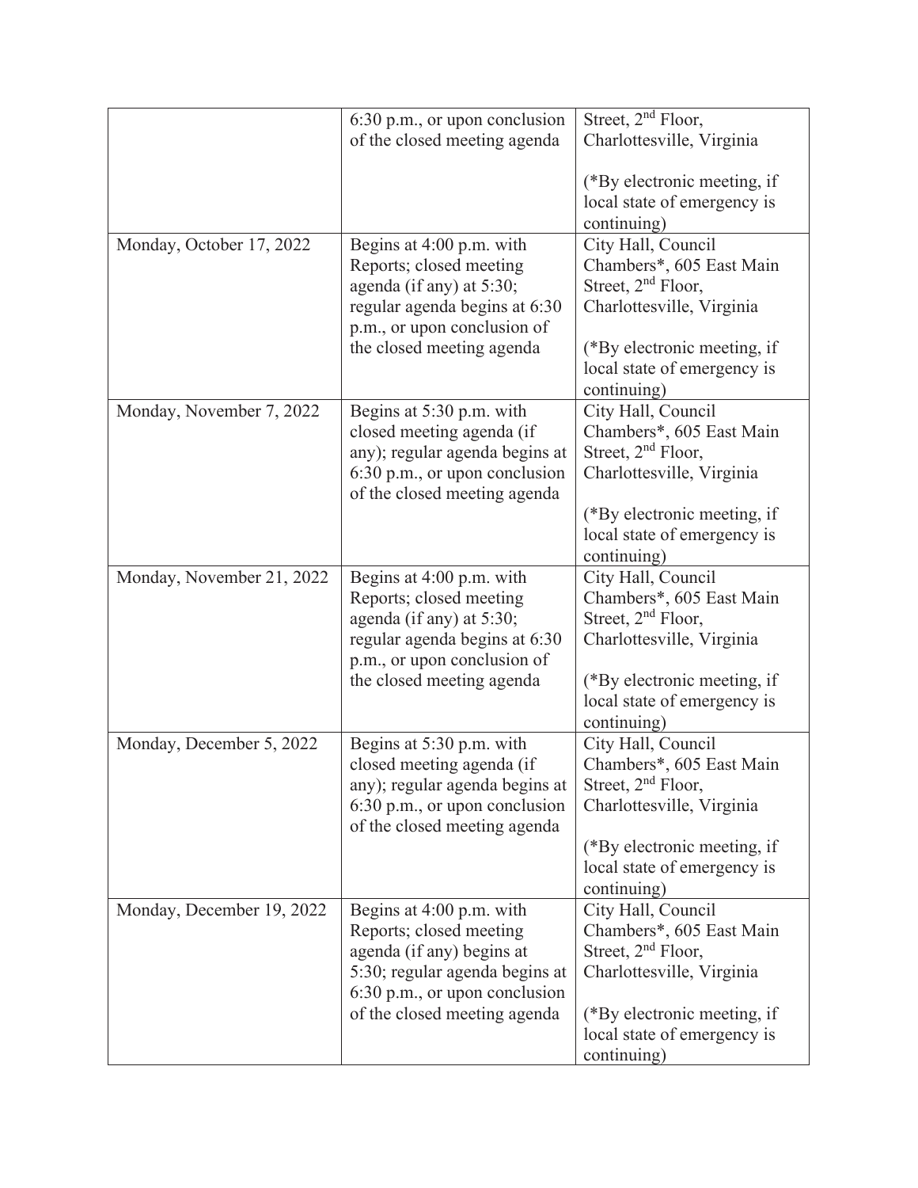| | | |
|---|---|---|
| | 6:30 p.m., or upon conclusion of the closed meeting agenda | Street, 2nd Floor, Charlottesville, Virginia<br><br>(*By electronic meeting, if local state of emergency is continuing) |
| Monday, October 17, 2022 | Begins at 4:00 p.m. with Reports; closed meeting agenda (if any) at 5:30; regular agenda begins at 6:30 p.m., or upon conclusion of the closed meeting agenda | City Hall, Council Chambers*, 605 East Main Street, 2nd Floor, Charlottesville, Virginia<br><br>(*By electronic meeting, if local state of emergency is continuing) |
| Monday, November 7, 2022 | Begins at 5:30 p.m. with closed meeting agenda (if any); regular agenda begins at 6:30 p.m., or upon conclusion of the closed meeting agenda | City Hall, Council Chambers*, 605 East Main Street, 2nd Floor, Charlottesville, Virginia<br><br>(*By electronic meeting, if local state of emergency is continuing) |
| Monday, November 21, 2022 | Begins at 4:00 p.m. with Reports; closed meeting agenda (if any) at 5:30; regular agenda begins at 6:30 p.m., or upon conclusion of the closed meeting agenda | City Hall, Council Chambers*, 605 East Main Street, 2nd Floor, Charlottesville, Virginia<br><br>(*By electronic meeting, if local state of emergency is continuing) |
| Monday, December 5, 2022 | Begins at 5:30 p.m. with closed meeting agenda (if any); regular agenda begins at 6:30 p.m., or upon conclusion of the closed meeting agenda | City Hall, Council Chambers*, 605 East Main Street, 2nd Floor, Charlottesville, Virginia<br><br>(*By electronic meeting, if local state of emergency is continuing) |
| Monday, December 19, 2022 | Begins at 4:00 p.m. with Reports; closed meeting agenda (if any) begins at 5:30; regular agenda begins at 6:30 p.m., or upon conclusion of the closed meeting agenda | City Hall, Council Chambers*, 605 East Main Street, 2nd Floor, Charlottesville, Virginia<br><br>(*By electronic meeting, if local state of emergency is continuing) |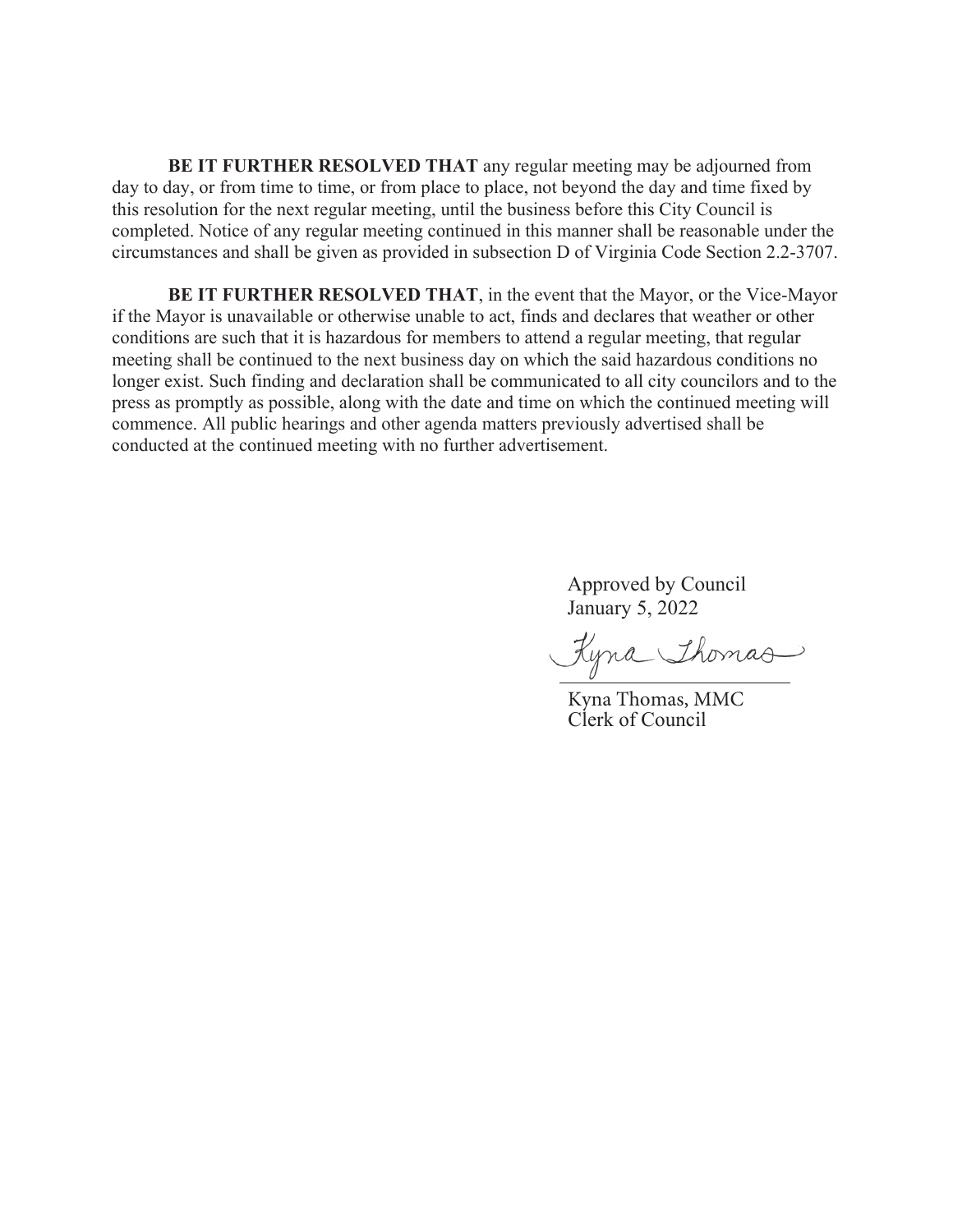**BE IT FURTHER RESOLVED THAT** any regular meeting may be adjourned from day to day, or from time to time, or from place to place, not beyond the day and time fixed by this resolution for the next regular meeting, until the business before this City Council is completed. Notice of any regular meeting continued in this manner shall be reasonable under the circumstances and shall be given as provided in subsection D of Virginia Code Section 2.2-3707.

**BE IT FURTHER RESOLVED THAT**, in the event that the Mayor, or the Vice-Mayor if the Mayor is unavailable or otherwise unable to act, finds and declares that weather or other conditions are such that it is hazardous for members to attend a regular meeting, that regular meeting shall be continued to the next business day on which the said hazardous conditions no longer exist. Such finding and declaration shall be communicated to all city councilors and to the press as promptly as possible, along with the date and time on which the continued meeting will commence. All public hearings and other agenda matters previously advertised shall be conducted at the continued meeting with no further advertisement.

Approved by Council
January 5, 2022

Kyna Thomas

Kyna Thomas, MMC
Clerk of Council